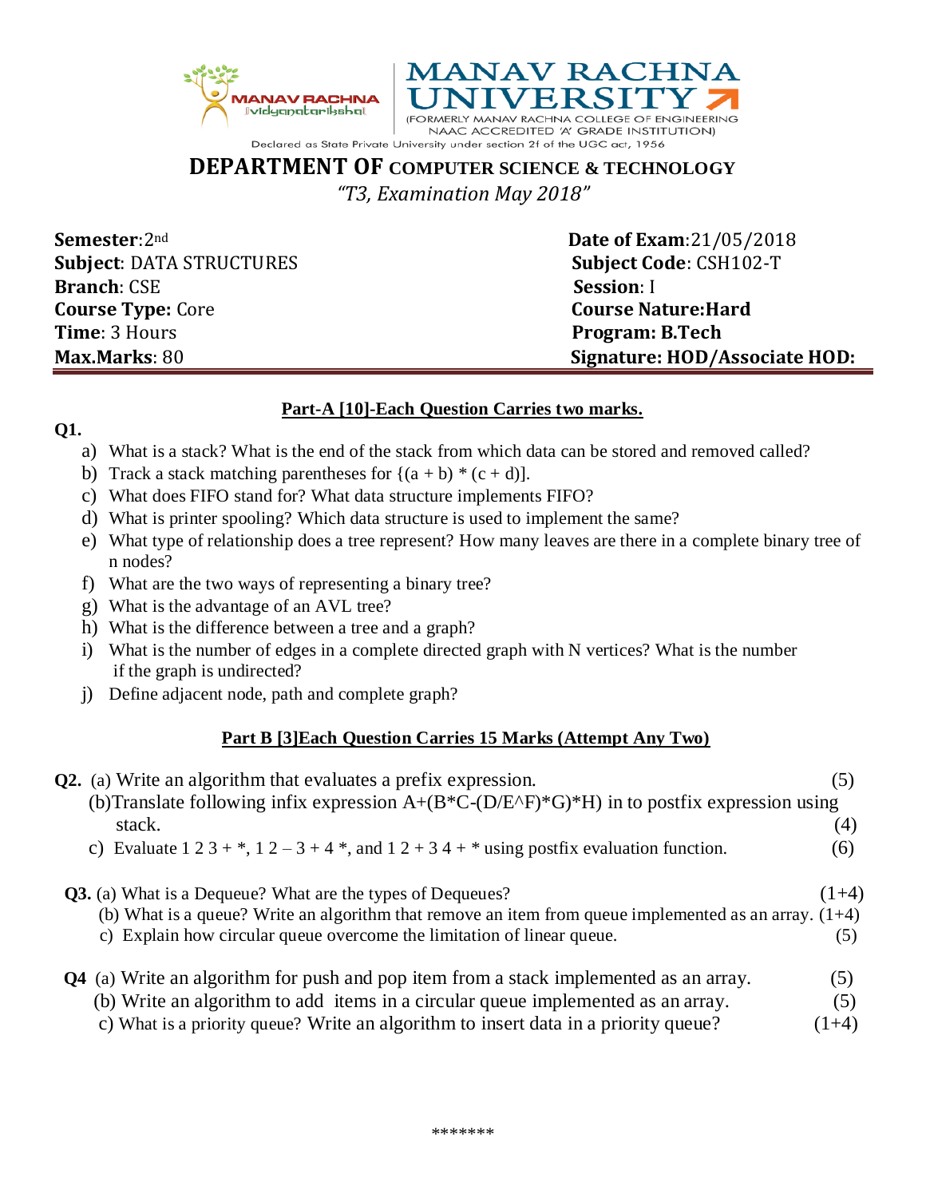MANAV RACHNA vidyanatariksha

# MANAV RACHNA UNIVERSITY

(FORMERLY MANAV RACHNA COLLEGE OF ENGINEERING NAAC ACCREDITED 'A' GRADE INSTITUTION)

Declared as State Private University under section 2f of the UGC act, 1956

## DEPARTMENT OF COMPUTER SCIENCE & TECHNOLOGY

*"T3, Examination May 2018"*

| | |
|---|---|
| **Semester**: 2nd | **Date of Exam**: 21/05/2018 |
| **Subject**: DATA STRUCTURES | **Subject Code**: CSH102-T |
| **Branch**: CSE | **Session**: I |
| **Course Type:** Core | **Course Nature:Hard** |
| **Time**: 3 Hours | **Program: B.Tech** |
| **Max.Marks**: 80 | **Signature: HOD/Associate HOD:** |

### Part-A [10]-Each Question Carries two marks.

**Q1.**

a) What is a stack? What is the end of the stack from which data can be stored and removed called?
b) Track a stack matching parentheses for {(a + b) * (c + d)].
c) What does FIFO stand for? What data structure implements FIFO?
d) What is printer spooling? Which data structure is used to implement the same?
e) What type of relationship does a tree represent? How many leaves are there in a complete binary tree of n nodes?
f) What are the two ways of representing a binary tree?
g) What is the advantage of an AVL tree?
h) What is the difference between a tree and a graph?
i) What is the number of edges in a complete directed graph with N vertices? What is the number if the graph is undirected?
j) Define adjacent node, path and complete graph?

### Part B [3]Each Question Carries 15 Marks (Attempt Any Two)

**Q2.** (a) Write an algorithm that evaluates a prefix expression. (5)

(b)Translate following infix expression A+(B*C-(D/E^F)*G)*H) in to postfix expression using stack. (4)

c) Evaluate 1 2 3 + *, 1 2 – 3 + 4 *, and 1 2 + 3 4 + * using postfix evaluation function. (6)

**Q3.** (a) What is a Dequeue? What are the types of Dequeues? (1+4)

(b) What is a queue? Write an algorithm that remove an item from queue implemented as an array. (1+4)

c) Explain how circular queue overcome the limitation of linear queue. (5)

**Q4** (a) Write an algorithm for push and pop item from a stack implemented as an array. (5)

(b) Write an algorithm to add items in a circular queue implemented as an array. (5)

c) What is a priority queue? Write an algorithm to insert data in a priority queue? (1+4)

*******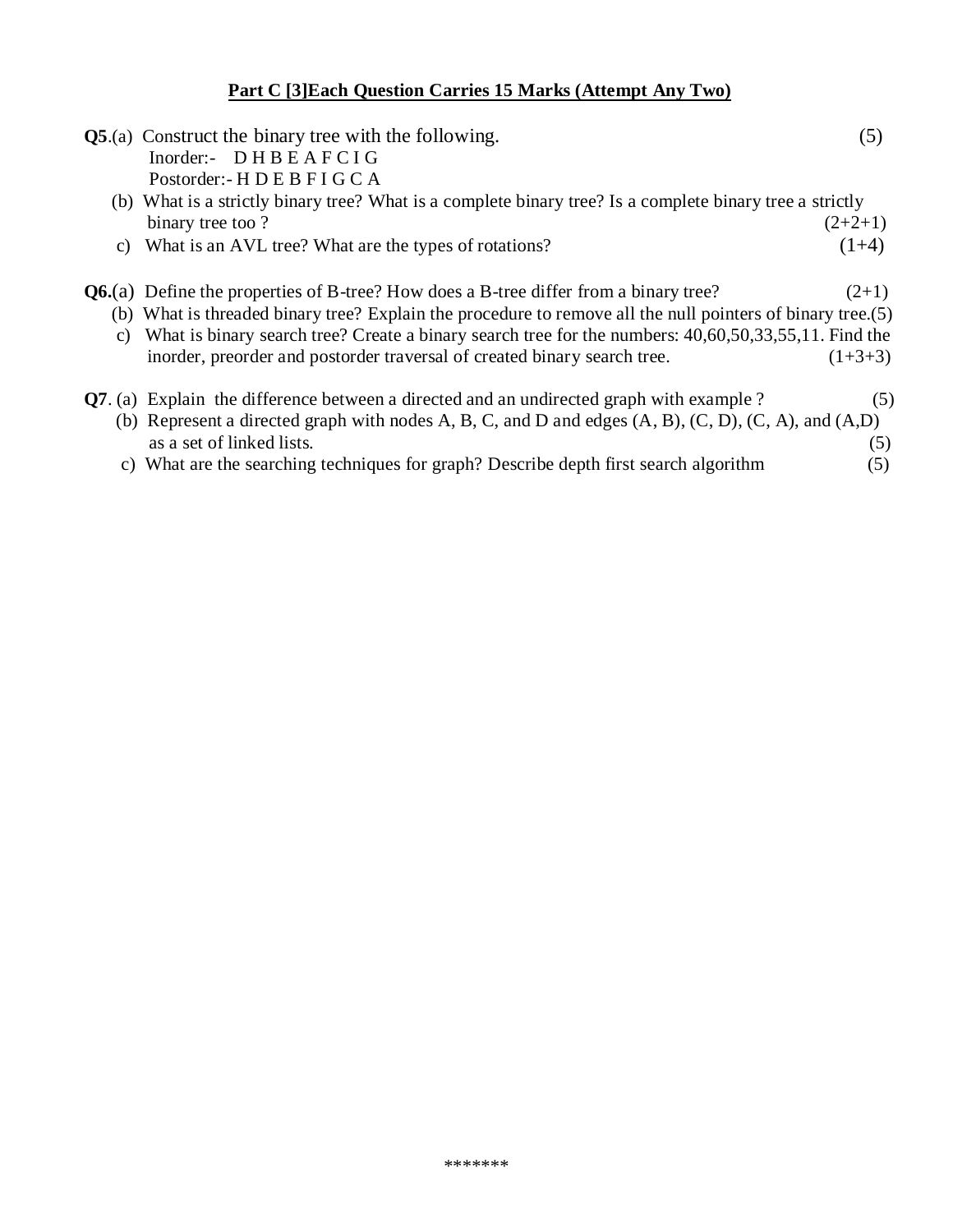## Part C [3]Each Question Carries 15 Marks (Attempt Any Two)

**Q5**.(a) Construct the binary tree with the following. (5)

Inorder:- D H B E A F C I G

Postorder:- H D E B F I G C A

(b) What is a strictly binary tree? What is a complete binary tree? Is a complete binary tree a strictly binary tree too ? (2+2+1)

c) What is an AVL tree? What are the types of rotations? (1+4)

**Q6.**(a) Define the properties of B-tree? How does a B-tree differ from a binary tree? (2+1)

(b) What is threaded binary tree? Explain the procedure to remove all the null pointers of binary tree.(5)

c) What is binary search tree? Create a binary search tree for the numbers: 40,60,50,33,55,11. Find the inorder, preorder and postorder traversal of created binary search tree. (1+3+3)

**Q7**. (a) Explain the difference between a directed and an undirected graph with example ? (5)

(b) Represent a directed graph with nodes A, B, C, and D and edges (A, B), (C, D), (C, A), and (A,D) as a set of linked lists. (5)

c) What are the searching techniques for graph? Describe depth first search algorithm (5)

*******